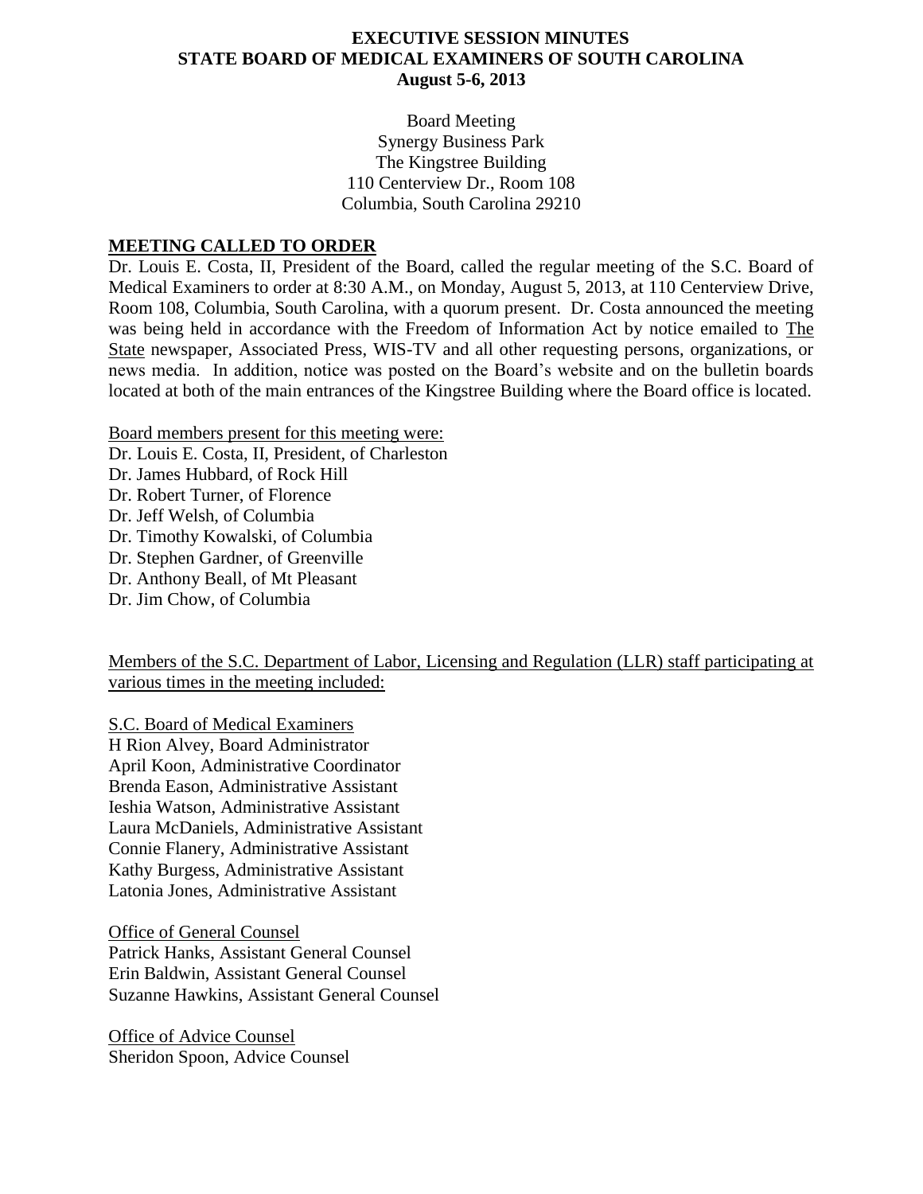# EXECUTIVE SESSION MINUTES
# STATE BOARD OF MEDICAL EXAMINERS OF SOUTH CAROLINA
# August 5-6, 2013

Board Meeting
Synergy Business Park
The Kingstree Building
110 Centerview Dr., Room 108
Columbia, South Carolina 29210

## MEETING CALLED TO ORDER

Dr. Louis E. Costa, II, President of the Board, called the regular meeting of the S.C. Board of Medical Examiners to order at 8:30 A.M., on Monday, August 5, 2013, at 110 Centerview Drive, Room 108, Columbia, South Carolina, with a quorum present. Dr. Costa announced the meeting was being held in accordance with the Freedom of Information Act by notice emailed to The State newspaper, Associated Press, WIS-TV and all other requesting persons, organizations, or news media. In addition, notice was posted on the Board's website and on the bulletin boards located at both of the main entrances of the Kingstree Building where the Board office is located.

Board members present for this meeting were:
Dr. Louis E. Costa, II, President, of Charleston
Dr. James Hubbard, of Rock Hill
Dr. Robert Turner, of Florence
Dr. Jeff Welsh, of Columbia
Dr. Timothy Kowalski, of Columbia
Dr. Stephen Gardner, of Greenville
Dr. Anthony Beall, of Mt Pleasant
Dr. Jim Chow, of Columbia

Members of the S.C. Department of Labor, Licensing and Regulation (LLR) staff participating at various times in the meeting included:

S.C. Board of Medical Examiners
H Rion Alvey, Board Administrator
April Koon, Administrative Coordinator
Brenda Eason, Administrative Assistant
Ieshia Watson, Administrative Assistant
Laura McDaniels, Administrative Assistant
Connie Flanery, Administrative Assistant
Kathy Burgess, Administrative Assistant
Latonia Jones, Administrative Assistant

Office of General Counsel
Patrick Hanks, Assistant General Counsel
Erin Baldwin, Assistant General Counsel
Suzanne Hawkins, Assistant General Counsel

Office of Advice Counsel
Sheridon Spoon, Advice Counsel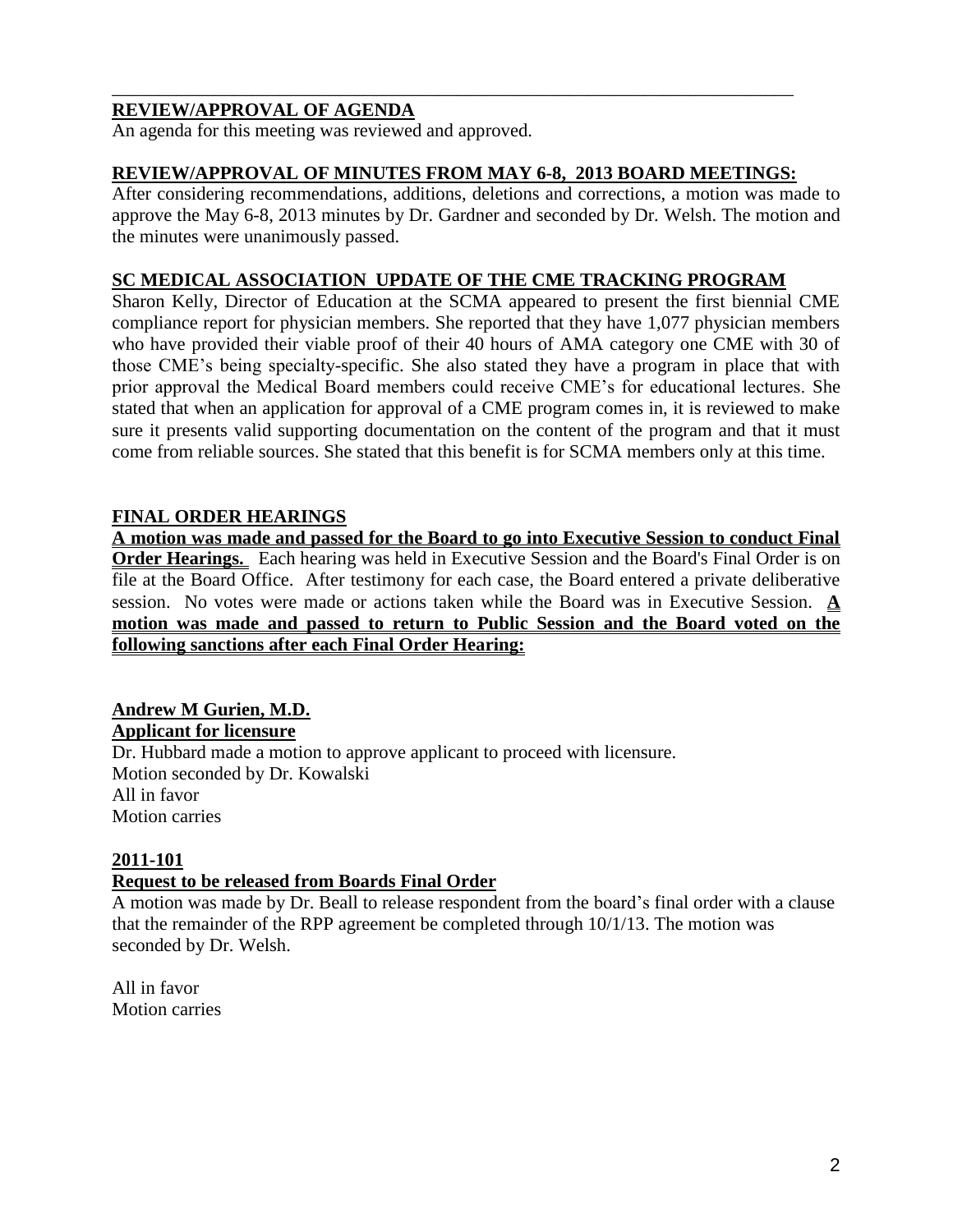## REVIEW/APPROVAL OF AGENDA

An agenda for this meeting was reviewed and approved.

## REVIEW/APPROVAL OF MINUTES FROM MAY 6-8, 2013 BOARD MEETINGS:

After considering recommendations, additions, deletions and corrections, a motion was made to approve the May 6-8, 2013 minutes by Dr. Gardner and seconded by Dr. Welsh. The motion and the minutes were unanimously passed.

## SC MEDICAL ASSOCIATION UPDATE OF THE CME TRACKING PROGRAM

Sharon Kelly, Director of Education at the SCMA appeared to present the first biennial CME compliance report for physician members. She reported that they have 1,077 physician members who have provided their viable proof of their 40 hours of AMA category one CME with 30 of those CME's being specialty-specific. She also stated they have a program in place that with prior approval the Medical Board members could receive CME's for educational lectures. She stated that when an application for approval of a CME program comes in, it is reviewed to make sure it presents valid supporting documentation on the content of the program and that it must come from reliable sources. She stated that this benefit is for SCMA members only at this time.

## FINAL ORDER HEARINGS

**A motion was made and passed for the Board to go into Executive Session to conduct Final Order Hearings.** Each hearing was held in Executive Session and the Board's Final Order is on file at the Board Office. After testimony for each case, the Board entered a private deliberative session. No votes were made or actions taken while the Board was in Executive Session. **A motion was made and passed to return to Public Session and the Board voted on the following sanctions after each Final Order Hearing:**

### Andrew M Gurien, M.D.

**Applicant for licensure**

Dr. Hubbard made a motion to approve applicant to proceed with licensure.
Motion seconded by Dr. Kowalski
All in favor
Motion carries

### 2011-101

**Request to be released from Boards Final Order**

A motion was made by Dr. Beall to release respondent from the board's final order with a clause that the remainder of the RPP agreement be completed through 10/1/13. The motion was seconded by Dr. Welsh.

All in favor
Motion carries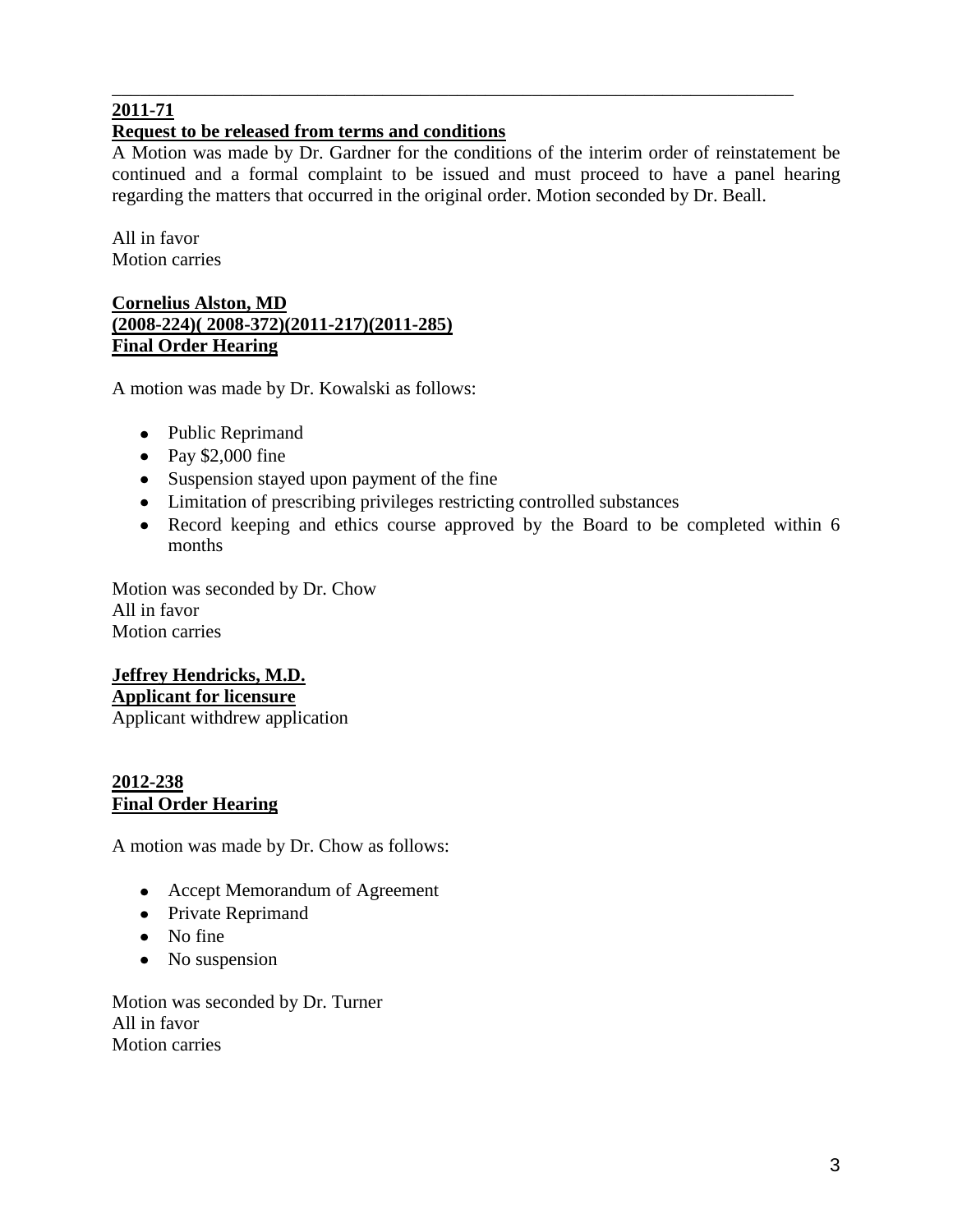---

**2011-71**

**Request to be released from terms and conditions**

A Motion was made by Dr. Gardner for the conditions of the interim order of reinstatement be continued and a formal complaint to be issued and must proceed to have a panel hearing regarding the matters that occurred in the original order. Motion seconded by Dr. Beall.

All in favor
Motion carries

**Cornelius Alston, MD**
**(2008-224)( 2008-372)(2011-217)(2011-285)**
**Final Order Hearing**

A motion was made by Dr. Kowalski as follows:

- Public Reprimand
- Pay $2,000 fine
- Suspension stayed upon payment of the fine
- Limitation of prescribing privileges restricting controlled substances
- Record keeping and ethics course approved by the Board to be completed within 6 months

Motion was seconded by Dr. Chow
All in favor
Motion carries

**Jeffrey Hendricks, M.D.**
**Applicant for licensure**
Applicant withdrew application

**2012-238**
**Final Order Hearing**

A motion was made by Dr. Chow as follows:

- Accept Memorandum of Agreement
- Private Reprimand
- No fine
- No suspension

Motion was seconded by Dr. Turner
All in favor
Motion carries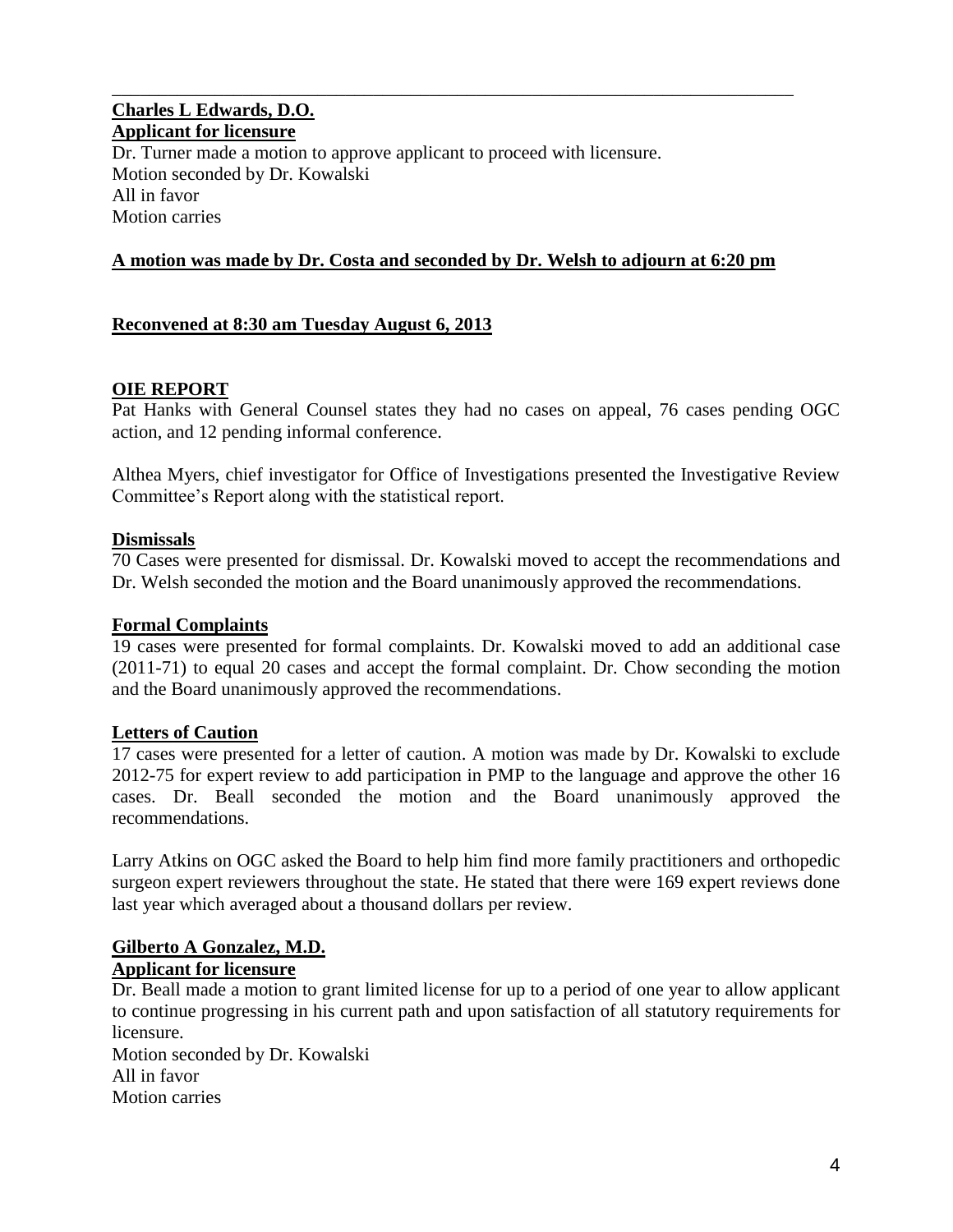---

**Charles L Edwards, D.O.**
**Applicant for licensure**

Dr. Turner made a motion to approve applicant to proceed with licensure.
Motion seconded by Dr. Kowalski
All in favor
Motion carries

**A motion was made by Dr. Costa and seconded by Dr. Welsh to adjourn at 6:20 pm**

**Reconvened at 8:30 am Tuesday August 6, 2013**

**OIE REPORT**

Pat Hanks with General Counsel states they had no cases on appeal, 76 cases pending OGC action, and 12 pending informal conference.

Althea Myers, chief investigator for Office of Investigations presented the Investigative Review Committee's Report along with the statistical report.

**Dismissals**

70 Cases were presented for dismissal. Dr. Kowalski moved to accept the recommendations and Dr. Welsh seconded the motion and the Board unanimously approved the recommendations.

**Formal Complaints**

19 cases were presented for formal complaints. Dr. Kowalski moved to add an additional case (2011-71) to equal 20 cases and accept the formal complaint. Dr. Chow seconding the motion and the Board unanimously approved the recommendations.

**Letters of Caution**

17 cases were presented for a letter of caution. A motion was made by Dr. Kowalski to exclude 2012-75 for expert review to add participation in PMP to the language and approve the other 16 cases. Dr. Beall seconded the motion and the Board unanimously approved the recommendations.

Larry Atkins on OGC asked the Board to help him find more family practitioners and orthopedic surgeon expert reviewers throughout the state. He stated that there were 169 expert reviews done last year which averaged about a thousand dollars per review.

**Gilberto A Gonzalez, M.D.**
**Applicant for licensure**

Dr. Beall made a motion to grant limited license for up to a period of one year to allow applicant to continue progressing in his current path and upon satisfaction of all statutory requirements for licensure.
Motion seconded by Dr. Kowalski
All in favor
Motion carries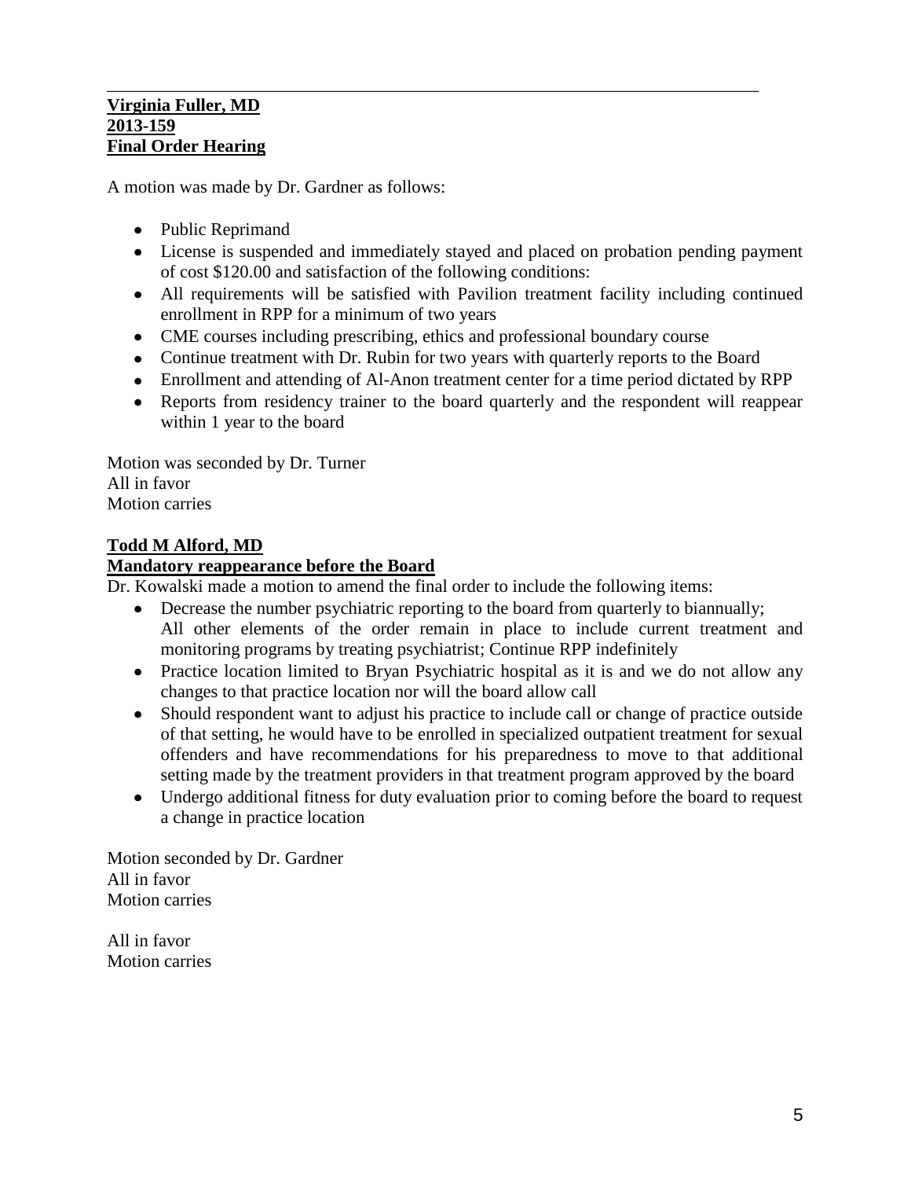---

**Virginia Fuller, MD**
**2013-159**
**Final Order Hearing**

A motion was made by Dr. Gardner as follows:

- Public Reprimand
- License is suspended and immediately stayed and placed on probation pending payment of cost $120.00 and satisfaction of the following conditions:
- All requirements will be satisfied with Pavilion treatment facility including continued enrollment in RPP for a minimum of two years
- CME courses including prescribing, ethics and professional boundary course
- Continue treatment with Dr. Rubin for two years with quarterly reports to the Board
- Enrollment and attending of Al-Anon treatment center for a time period dictated by RPP
- Reports from residency trainer to the board quarterly and the respondent will reappear within 1 year to the board

Motion was seconded by Dr. Turner
All in favor
Motion carries

**Todd M Alford, MD**
**Mandatory reappearance before the Board**

Dr. Kowalski made a motion to amend the final order to include the following items:

- Decrease the number psychiatric reporting to the board from quarterly to biannually; All other elements of the order remain in place to include current treatment and monitoring programs by treating psychiatrist; Continue RPP indefinitely
- Practice location limited to Bryan Psychiatric hospital as it is and we do not allow any changes to that practice location nor will the board allow call
- Should respondent want to adjust his practice to include call or change of practice outside of that setting, he would have to be enrolled in specialized outpatient treatment for sexual offenders and have recommendations for his preparedness to move to that additional setting made by the treatment providers in that treatment program approved by the board
- Undergo additional fitness for duty evaluation prior to coming before the board to request a change in practice location

Motion seconded by Dr. Gardner
All in favor
Motion carries

All in favor
Motion carries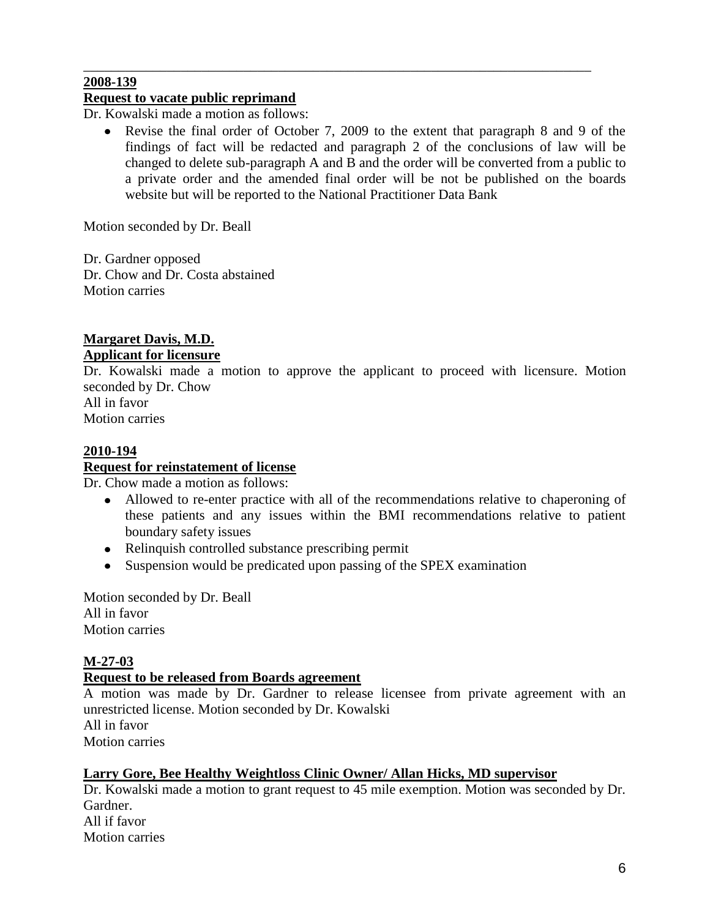---

**2008-139**

**Request to vacate public reprimand**

Dr. Kowalski made a motion as follows:

- Revise the final order of October 7, 2009 to the extent that paragraph 8 and 9 of the findings of fact will be redacted and paragraph 2 of the conclusions of law will be changed to delete sub-paragraph A and B and the order will be converted from a public to a private order and the amended final order will be not be published on the boards website but will be reported to the National Practitioner Data Bank

Motion seconded by Dr. Beall

Dr. Gardner opposed
Dr. Chow and Dr. Costa abstained
Motion carries

**Margaret Davis, M.D.**

**Applicant for licensure**

Dr. Kowalski made a motion to approve the applicant to proceed with licensure. Motion seconded by Dr. Chow
All in favor
Motion carries

**2010-194**

**Request for reinstatement of license**

Dr. Chow made a motion as follows:

- Allowed to re-enter practice with all of the recommendations relative to chaperoning of these patients and any issues within the BMI recommendations relative to patient boundary safety issues
- Relinquish controlled substance prescribing permit
- Suspension would be predicated upon passing of the SPEX examination

Motion seconded by Dr. Beall
All in favor
Motion carries

**M-27-03**

**Request to be released from Boards agreement**

A motion was made by Dr. Gardner to release licensee from private agreement with an unrestricted license. Motion seconded by Dr. Kowalski
All in favor
Motion carries

**Larry Gore, Bee Healthy Weightloss Clinic Owner/ Allan Hicks, MD supervisor**

Dr. Kowalski made a motion to grant request to 45 mile exemption. Motion was seconded by Dr. Gardner.
All if favor
Motion carries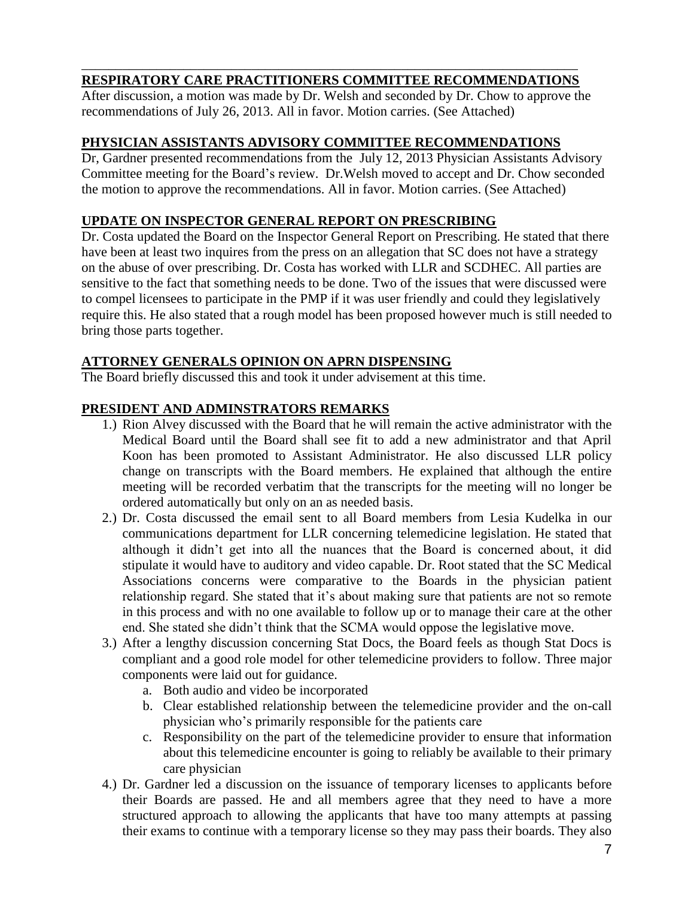## RESPIRATORY CARE PRACTITIONERS COMMITTEE RECOMMENDATIONS

After discussion, a motion was made by Dr. Welsh and seconded by Dr. Chow to approve the recommendations of July 26, 2013. All in favor. Motion carries. (See Attached)

## PHYSICIAN ASSISTANTS ADVISORY COMMITTEE RECOMMENDATIONS

Dr, Gardner presented recommendations from the July 12, 2013 Physician Assistants Advisory Committee meeting for the Board's review. Dr.Welsh moved to accept and Dr. Chow seconded the motion to approve the recommendations. All in favor. Motion carries. (See Attached)

## UPDATE ON INSPECTOR GENERAL REPORT ON PRESCRIBING

Dr. Costa updated the Board on the Inspector General Report on Prescribing. He stated that there have been at least two inquires from the press on an allegation that SC does not have a strategy on the abuse of over prescribing. Dr. Costa has worked with LLR and SCDHEC. All parties are sensitive to the fact that something needs to be done. Two of the issues that were discussed were to compel licensees to participate in the PMP if it was user friendly and could they legislatively require this. He also stated that a rough model has been proposed however much is still needed to bring those parts together.

## ATTORNEY GENERALS OPINION ON APRN DISPENSING

The Board briefly discussed this and took it under advisement at this time.

## PRESIDENT AND ADMINSTRATORS REMARKS

1.) Rion Alvey discussed with the Board that he will remain the active administrator with the Medical Board until the Board shall see fit to add a new administrator and that April Koon has been promoted to Assistant Administrator. He also discussed LLR policy change on transcripts with the Board members. He explained that although the entire meeting will be recorded verbatim that the transcripts for the meeting will no longer be ordered automatically but only on an as needed basis.

2.) Dr. Costa discussed the email sent to all Board members from Lesia Kudelka in our communications department for LLR concerning telemedicine legislation. He stated that although it didn't get into all the nuances that the Board is concerned about, it did stipulate it would have to auditory and video capable. Dr. Root stated that the SC Medical Associations concerns were comparative to the Boards in the physician patient relationship regard. She stated that it's about making sure that patients are not so remote in this process and with no one available to follow up or to manage their care at the other end. She stated she didn't think that the SCMA would oppose the legislative move.

3.) After a lengthy discussion concerning Stat Docs, the Board feels as though Stat Docs is compliant and a good role model for other telemedicine providers to follow. Three major components were laid out for guidance.
   a. Both audio and video be incorporated
   b. Clear established relationship between the telemedicine provider and the on-call physician who's primarily responsible for the patients care
   c. Responsibility on the part of the telemedicine provider to ensure that information about this telemedicine encounter is going to reliably be available to their primary care physician

4.) Dr. Gardner led a discussion on the issuance of temporary licenses to applicants before their Boards are passed. He and all members agree that they need to have a more structured approach to allowing the applicants that have too many attempts at passing their exams to continue with a temporary license so they may pass their boards. They also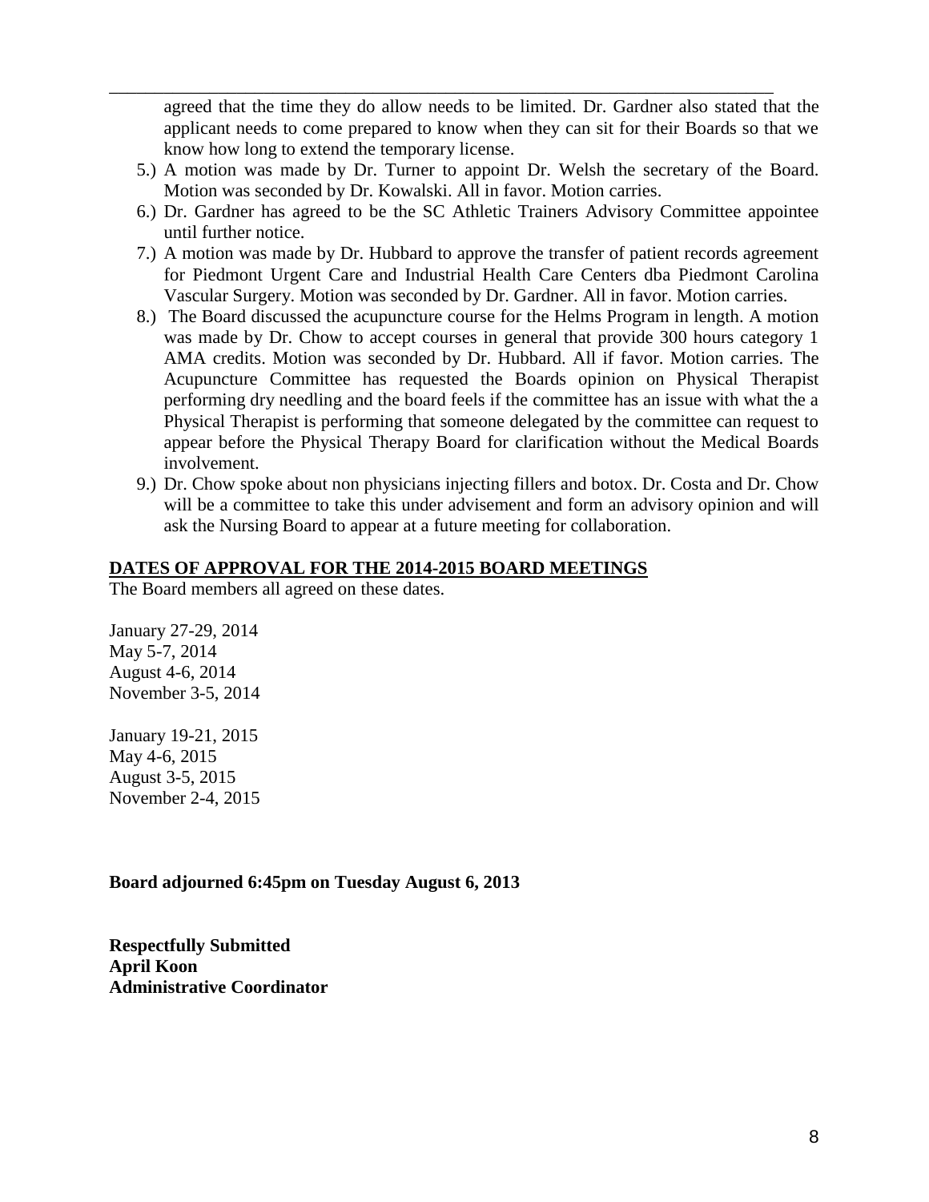agreed that the time they do allow needs to be limited. Dr. Gardner also stated that the applicant needs to come prepared to know when they can sit for their Boards so that we know how long to extend the temporary license.

5.) A motion was made by Dr. Turner to appoint Dr. Welsh the secretary of the Board. Motion was seconded by Dr. Kowalski. All in favor. Motion carries.
6.) Dr. Gardner has agreed to be the SC Athletic Trainers Advisory Committee appointee until further notice.
7.) A motion was made by Dr. Hubbard to approve the transfer of patient records agreement for Piedmont Urgent Care and Industrial Health Care Centers dba Piedmont Carolina Vascular Surgery. Motion was seconded by Dr. Gardner. All in favor. Motion carries.
8.) The Board discussed the acupuncture course for the Helms Program in length. A motion was made by Dr. Chow to accept courses in general that provide 300 hours category 1 AMA credits. Motion was seconded by Dr. Hubbard. All if favor. Motion carries. The Acupuncture Committee has requested the Boards opinion on Physical Therapist performing dry needling and the board feels if the committee has an issue with what the a Physical Therapist is performing that someone delegated by the committee can request to appear before the Physical Therapy Board for clarification without the Medical Boards involvement.
9.) Dr. Chow spoke about non physicians injecting fillers and botox. Dr. Costa and Dr. Chow will be a committee to take this under advisement and form an advisory opinion and will ask the Nursing Board to appear at a future meeting for collaboration.

**DATES OF APPROVAL FOR THE 2014-2015 BOARD MEETINGS**

The Board members all agreed on these dates.

January 27-29, 2014
May 5-7, 2014
August 4-6, 2014
November 3-5, 2014

January 19-21, 2015
May 4-6, 2015
August 3-5, 2015
November 2-4, 2015

**Board adjourned 6:45pm on Tuesday August 6, 2013**

**Respectfully Submitted**
**April Koon**
**Administrative Coordinator**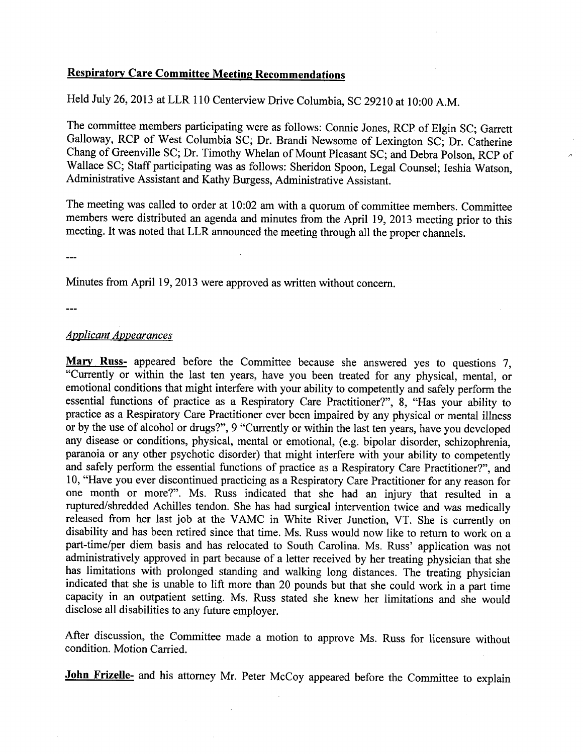## **Respiratory Care Committee Meeting Recommendations**

Held July 26, 2013 at LLR 110 Centerview Drive Columbia, SC 29210 at 10:00 A.M.

The committee members participating were as follows: Connie Jones, RCP of Elgin SC; Garrett Galloway, RCP of West Columbia SC; Dr. Brandi Newsome of Lexington SC; Dr. Catherine Chang of Greenville SC; Dr. Timothy Whelan of Mount Pleasant SC; and Debra Polson, RCP of Wallace SC; Staff participating was as follows: Sheridon Spoon, Legal Counsel; Ieshia Watson, Administrative Assistant and Kathy Burgess, Administrative Assistant.

The meeting was called to order at 10:02 am with a quorum of committee members. Committee members were distributed an agenda and minutes from the April 19, 2013 meeting prior to this meeting. It was noted that LLR announced the meeting through all the proper channels.

---

Minutes from April 19, 2013 were approved as written without concern.

---

*Applicant Appearances*

**Mary Russ-** appeared before the Committee because she answered yes to questions 7, "Currently or within the last ten years, have you been treated for any physical, mental, or emotional conditions that might interfere with your ability to competently and safely perform the essential functions of practice as a Respiratory Care Practitioner?", 8, "Has your ability to practice as a Respiratory Care Practitioner ever been impaired by any physical or mental illness or by the use of alcohol or drugs?", 9 "Currently or within the last ten years, have you developed any disease or conditions, physical, mental or emotional, (e.g. bipolar disorder, schizophrenia, paranoia or any other psychotic disorder) that might interfere with your ability to competently and safely perform the essential functions of practice as a Respiratory Care Practitioner?", and 10, "Have you ever discontinued practicing as a Respiratory Care Practitioner for any reason for one month or more?". Ms. Russ indicated that she had an injury that resulted in a ruptured/shredded Achilles tendon. She has had surgical intervention twice and was medically released from her last job at the VAMC in White River Junction, VT. She is currently on disability and has been retired since that time. Ms. Russ would now like to return to work on a part-time/per diem basis and has relocated to South Carolina. Ms. Russ' application was not administratively approved in part because of a letter received by her treating physician that she has limitations with prolonged standing and walking long distances. The treating physician indicated that she is unable to lift more than 20 pounds but that she could work in a part time capacity in an outpatient setting. Ms. Russ stated she knew her limitations and she would disclose all disabilities to any future employer.

After discussion, the Committee made a motion to approve Ms. Russ for licensure without condition. Motion Carried.

**John Frizelle-** and his attorney Mr. Peter McCoy appeared before the Committee to explain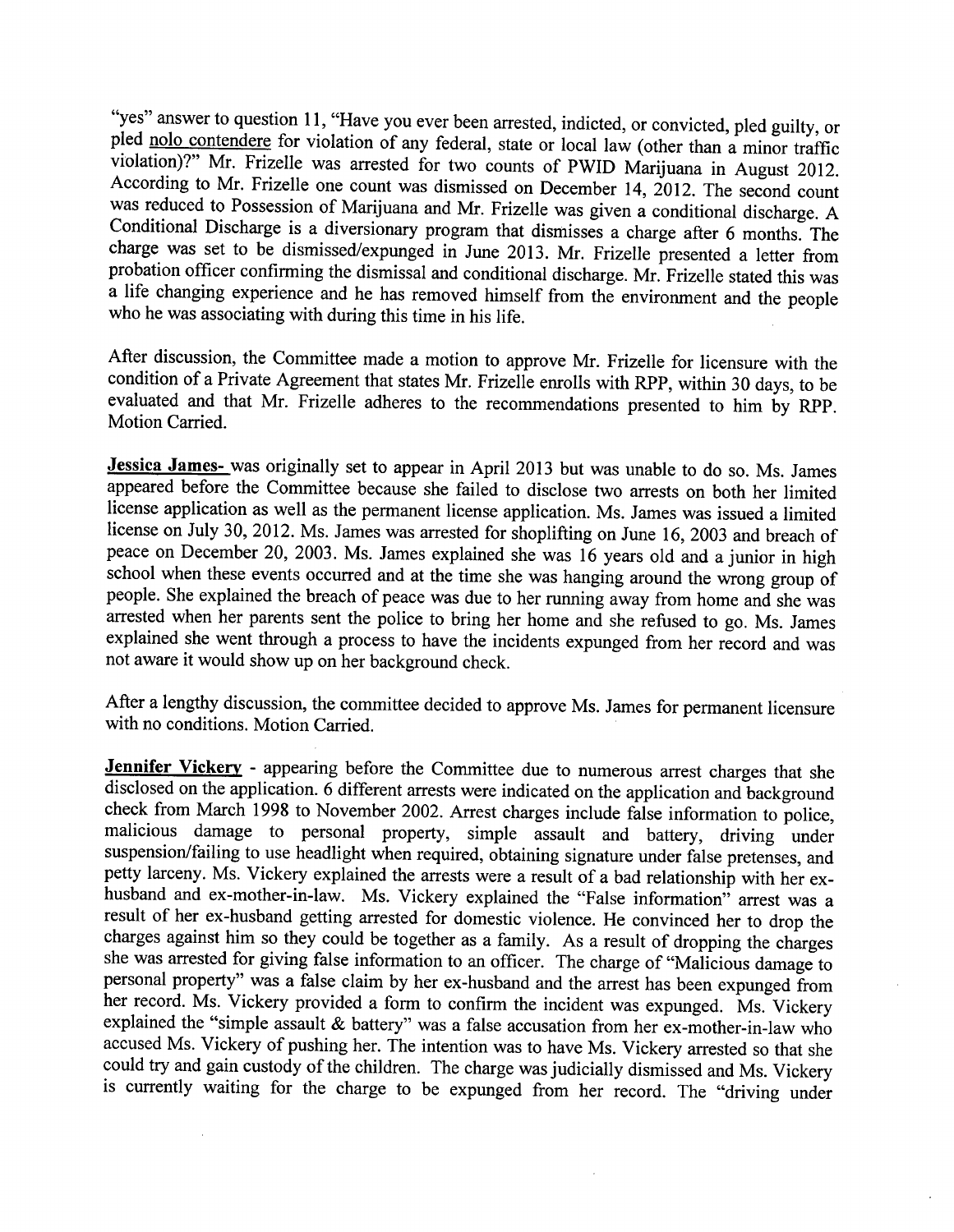"yes" answer to question 11, "Have you ever been arrested, indicted, or convicted, pled guilty, or pled nolo contendere for violation of any federal, state or local law (other than a minor traffic violation)?" Mr. Frizelle was arrested for two counts of PWID Marijuana in August 2012. According to Mr. Frizelle one count was dismissed on December 14, 2012. The second count was reduced to Possession of Marijuana and Mr. Frizelle was given a conditional discharge. A Conditional Discharge is a diversionary program that dismisses a charge after 6 months. The charge was set to be dismissed/expunged in June 2013. Mr. Frizelle presented a letter from probation officer confirming the dismissal and conditional discharge. Mr. Frizelle stated this was a life changing experience and he has removed himself from the environment and the people who he was associating with during this time in his life.

After discussion, the Committee made a motion to approve Mr. Frizelle for licensure with the condition of a Private Agreement that states Mr. Frizelle enrolls with RPP, within 30 days, to be evaluated and that Mr. Frizelle adheres to the recommendations presented to him by RPP. Motion Carried.

**Jessica James-** was originally set to appear in April 2013 but was unable to do so. Ms. James appeared before the Committee because she failed to disclose two arrests on both her limited license application as well as the permanent license application. Ms. James was issued a limited license on July 30, 2012. Ms. James was arrested for shoplifting on June 16, 2003 and breach of peace on December 20, 2003. Ms. James explained she was 16 years old and a junior in high school when these events occurred and at the time she was hanging around the wrong group of people. She explained the breach of peace was due to her running away from home and she was arrested when her parents sent the police to bring her home and she refused to go. Ms. James explained she went through a process to have the incidents expunged from her record and was not aware it would show up on her background check.

After a lengthy discussion, the committee decided to approve Ms. James for permanent licensure with no conditions. Motion Carried.

**Jennifer Vickery** - appearing before the Committee due to numerous arrest charges that she disclosed on the application. 6 different arrests were indicated on the application and background check from March 1998 to November 2002. Arrest charges include false information to police, malicious damage to personal property, simple assault and battery, driving under suspension/failing to use headlight when required, obtaining signature under false pretenses, and petty larceny. Ms. Vickery explained the arrests were a result of a bad relationship with her ex-husband and ex-mother-in-law. Ms. Vickery explained the "False information" arrest was a result of her ex-husband getting arrested for domestic violence. He convinced her to drop the charges against him so they could be together as a family. As a result of dropping the charges she was arrested for giving false information to an officer. The charge of "Malicious damage to personal property" was a false claim by her ex-husband and the arrest has been expunged from her record. Ms. Vickery provided a form to confirm the incident was expunged. Ms. Vickery explained the "simple assault & battery" was a false accusation from her ex-mother-in-law who accused Ms. Vickery of pushing her. The intention was to have Ms. Vickery arrested so that she could try and gain custody of the children. The charge was judicially dismissed and Ms. Vickery is currently waiting for the charge to be expunged from her record. The "driving under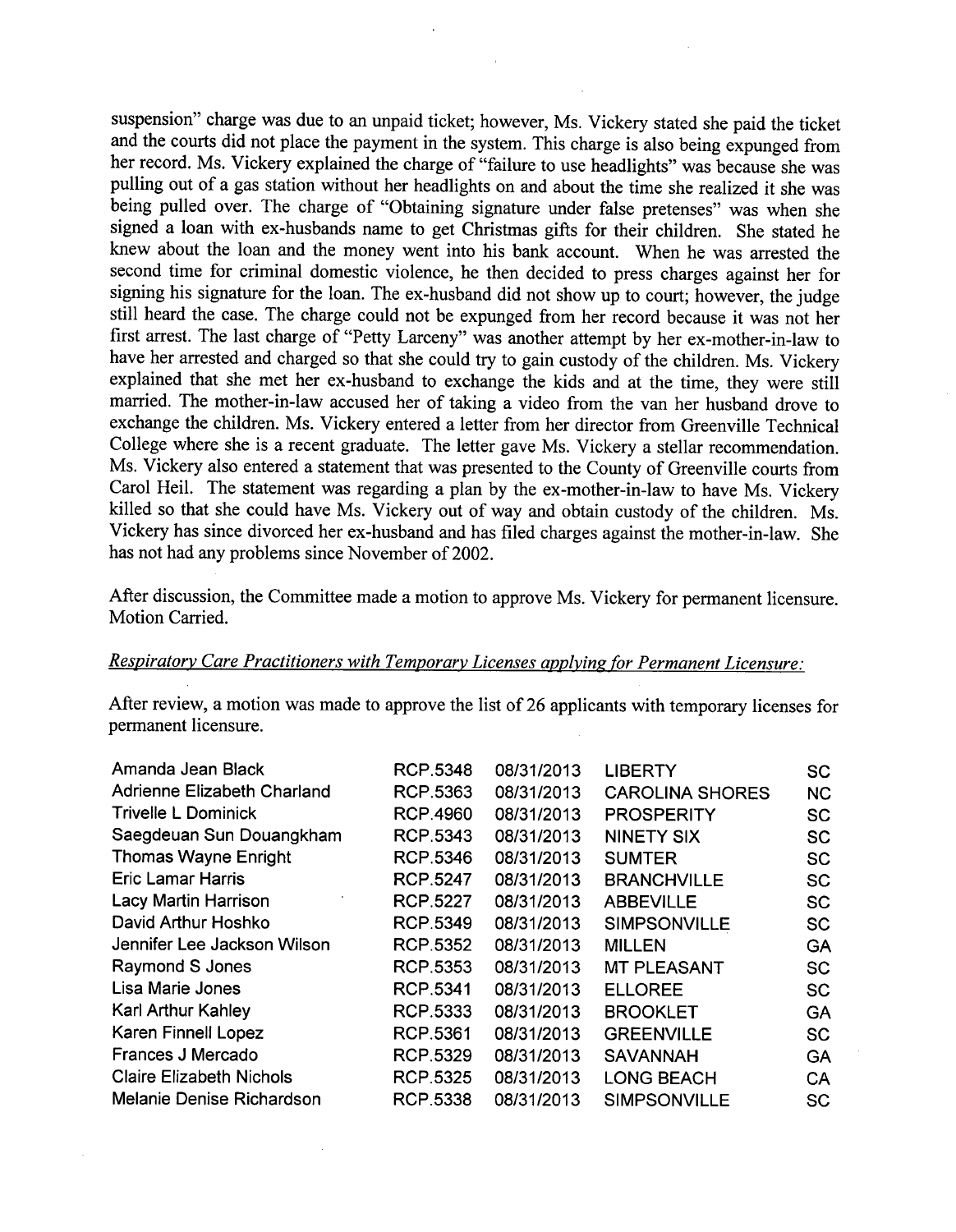suspension" charge was due to an unpaid ticket; however, Ms. Vickery stated she paid the ticket and the courts did not place the payment in the system. This charge is also being expunged from her record. Ms. Vickery explained the charge of "failure to use headlights" was because she was pulling out of a gas station without her headlights on and about the time she realized it she was being pulled over. The charge of "Obtaining signature under false pretenses" was when she signed a loan with ex-husbands name to get Christmas gifts for their children. She stated he knew about the loan and the money went into his bank account. When he was arrested the second time for criminal domestic violence, he then decided to press charges against her for signing his signature for the loan. The ex-husband did not show up to court; however, the judge still heard the case. The charge could not be expunged from her record because it was not her first arrest. The last charge of "Petty Larceny" was another attempt by her ex-mother-in-law to have her arrested and charged so that she could try to gain custody of the children. Ms. Vickery explained that she met her ex-husband to exchange the kids and at the time, they were still married. The mother-in-law accused her of taking a video from the van her husband drove to exchange the children. Ms. Vickery entered a letter from her director from Greenville Technical College where she is a recent graduate. The letter gave Ms. Vickery a stellar recommendation. Ms. Vickery also entered a statement that was presented to the County of Greenville courts from Carol Heil. The statement was regarding a plan by the ex-mother-in-law to have Ms. Vickery killed so that she could have Ms. Vickery out of way and obtain custody of the children. Ms. Vickery has since divorced her ex-husband and has filed charges against the mother-in-law. She has not had any problems since November of 2002.

After discussion, the Committee made a motion to approve Ms. Vickery for permanent licensure. Motion Carried.

*Respiratory Care Practitioners with Temporary Licenses applying for Permanent Licensure:*

After review, a motion was made to approve the list of 26 applicants with temporary licenses for permanent licensure.

| | | | | |
|---|---|---|---|---|
| Amanda Jean Black | RCP.5348 | 08/31/2013 | LIBERTY | SC |
| Adrienne Elizabeth Charland | RCP.5363 | 08/31/2013 | CAROLINA SHORES | NC |
| Trivelle L Dominick | RCP.4960 | 08/31/2013 | PROSPERITY | SC |
| Saegdeuan Sun Douangkham | RCP.5343 | 08/31/2013 | NINETY SIX | SC |
| Thomas Wayne Enright | RCP.5346 | 08/31/2013 | SUMTER | SC |
| Eric Lamar Harris | RCP.5247 | 08/31/2013 | BRANCHVILLE | SC |
| Lacy Martin Harrison | RCP.5227 | 08/31/2013 | ABBEVILLE | SC |
| David Arthur Hoshko | RCP.5349 | 08/31/2013 | SIMPSONVILLE | SC |
| Jennifer Lee Jackson Wilson | RCP.5352 | 08/31/2013 | MILLEN | GA |
| Raymond S Jones | RCP.5353 | 08/31/2013 | MT PLEASANT | SC |
| Lisa Marie Jones | RCP.5341 | 08/31/2013 | ELLOREE | SC |
| Karl Arthur Kahley | RCP.5333 | 08/31/2013 | BROOKLET | GA |
| Karen Finnell Lopez | RCP.5361 | 08/31/2013 | GREENVILLE | SC |
| Frances J Mercado | RCP.5329 | 08/31/2013 | SAVANNAH | GA |
| Claire Elizabeth Nichols | RCP.5325 | 08/31/2013 | LONG BEACH | CA |
| Melanie Denise Richardson | RCP.5338 | 08/31/2013 | SIMPSONVILLE | SC |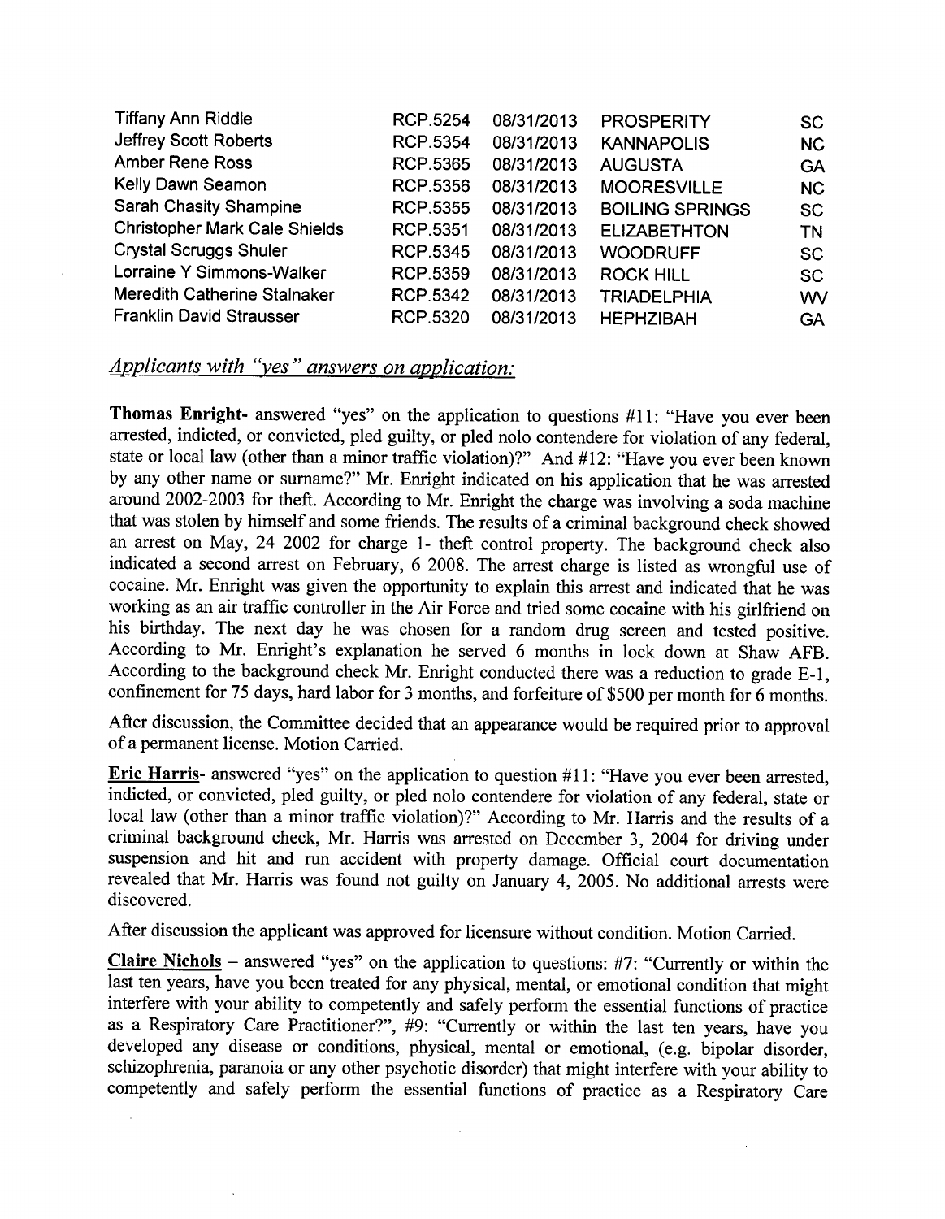| | | | | |
|---|---|---|---|---|
| Tiffany Ann Riddle | RCP.5254 | 08/31/2013 | PROSPERITY | SC |
| Jeffrey Scott Roberts | RCP.5354 | 08/31/2013 | KANNAPOLIS | NC |
| Amber Rene Ross | RCP.5365 | 08/31/2013 | AUGUSTA | GA |
| Kelly Dawn Seamon | RCP.5356 | 08/31/2013 | MOORESVILLE | NC |
| Sarah Chasity Shampine | RCP.5355 | 08/31/2013 | BOILING SPRINGS | SC |
| Christopher Mark Cale Shields | RCP.5351 | 08/31/2013 | ELIZABETHTON | TN |
| Crystal Scruggs Shuler | RCP.5345 | 08/31/2013 | WOODRUFF | SC |
| Lorraine Y Simmons-Walker | RCP.5359 | 08/31/2013 | ROCK HILL | SC |
| Meredith Catherine Stalnaker | RCP.5342 | 08/31/2013 | TRIADELPHIA | WV |
| Franklin David Strausser | RCP.5320 | 08/31/2013 | HEPHZIBAH | GA |

*Applicants with "yes" answers on application:*

**Thomas Enright**- answered "yes" on the application to questions #11: "Have you ever been arrested, indicted, or convicted, pled guilty, or pled nolo contendere for violation of any federal, state or local law (other than a minor traffic violation)?" And #12: "Have you ever been known by any other name or surname?" Mr. Enright indicated on his application that he was arrested around 2002-2003 for theft. According to Mr. Enright the charge was involving a soda machine that was stolen by himself and some friends. The results of a criminal background check showed an arrest on May, 24 2002 for charge 1- theft control property. The background check also indicated a second arrest on February, 6 2008. The arrest charge is listed as wrongful use of cocaine. Mr. Enright was given the opportunity to explain this arrest and indicated that he was working as an air traffic controller in the Air Force and tried some cocaine with his girlfriend on his birthday. The next day he was chosen for a random drug screen and tested positive. According to Mr. Enright's explanation he served 6 months in lock down at Shaw AFB. According to the background check Mr. Enright conducted there was a reduction to grade E-1, confinement for 75 days, hard labor for 3 months, and forfeiture of $500 per month for 6 months.

After discussion, the Committee decided that an appearance would be required prior to approval of a permanent license. Motion Carried.

**Eric Harris**- answered "yes" on the application to question #11: "Have you ever been arrested, indicted, or convicted, pled guilty, or pled nolo contendere for violation of any federal, state or local law (other than a minor traffic violation)?" According to Mr. Harris and the results of a criminal background check, Mr. Harris was arrested on December 3, 2004 for driving under suspension and hit and run accident with property damage. Official court documentation revealed that Mr. Harris was found not guilty on January 4, 2005. No additional arrests were discovered.

After discussion the applicant was approved for licensure without condition. Motion Carried.

**Claire Nichols** – answered "yes" on the application to questions: #7: "Currently or within the last ten years, have you been treated for any physical, mental, or emotional condition that might interfere with your ability to competently and safely perform the essential functions of practice as a Respiratory Care Practitioner?", #9: "Currently or within the last ten years, have you developed any disease or conditions, physical, mental or emotional, (e.g. bipolar disorder, schizophrenia, paranoia or any other psychotic disorder) that might interfere with your ability to competently and safely perform the essential functions of practice as a Respiratory Care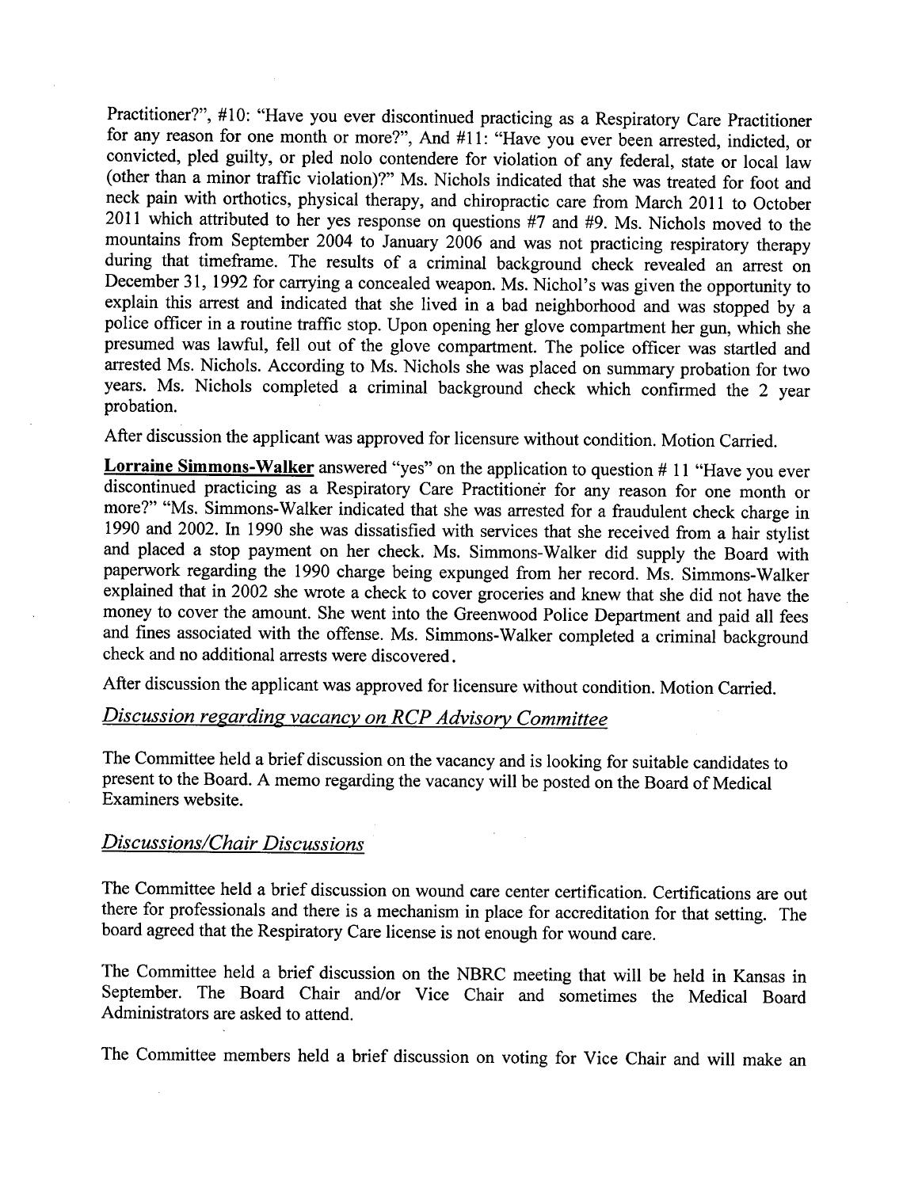Practitioner?", #10: "Have you ever discontinued practicing as a Respiratory Care Practitioner for any reason for one month or more?", And #11: "Have you ever been arrested, indicted, or convicted, pled guilty, or pled nolo contendere for violation of any federal, state or local law (other than a minor traffic violation)?" Ms. Nichols indicated that she was treated for foot and neck pain with orthotics, physical therapy, and chiropractic care from March 2011 to October 2011 which attributed to her yes response on questions #7 and #9. Ms. Nichols moved to the mountains from September 2004 to January 2006 and was not practicing respiratory therapy during that timeframe. The results of a criminal background check revealed an arrest on December 31, 1992 for carrying a concealed weapon. Ms. Nichol's was given the opportunity to explain this arrest and indicated that she lived in a bad neighborhood and was stopped by a police officer in a routine traffic stop. Upon opening her glove compartment her gun, which she presumed was lawful, fell out of the glove compartment. The police officer was startled and arrested Ms. Nichols. According to Ms. Nichols she was placed on summary probation for two years. Ms. Nichols completed a criminal background check which confirmed the 2 year probation.

After discussion the applicant was approved for licensure without condition. Motion Carried.

**Lorraine Simmons-Walker** answered "yes" on the application to question # 11 "Have you ever discontinued practicing as a Respiratory Care Practitioner for any reason for one month or more?" "Ms. Simmons-Walker indicated that she was arrested for a fraudulent check charge in 1990 and 2002. In 1990 she was dissatisfied with services that she received from a hair stylist and placed a stop payment on her check. Ms. Simmons-Walker did supply the Board with paperwork regarding the 1990 charge being expunged from her record. Ms. Simmons-Walker explained that in 2002 she wrote a check to cover groceries and knew that she did not have the money to cover the amount. She went into the Greenwood Police Department and paid all fees and fines associated with the offense. Ms. Simmons-Walker completed a criminal background check and no additional arrests were discovered.

After discussion the applicant was approved for licensure without condition. Motion Carried.

## *Discussion regarding vacancy on RCP Advisory Committee*

The Committee held a brief discussion on the vacancy and is looking for suitable candidates to present to the Board. A memo regarding the vacancy will be posted on the Board of Medical Examiners website.

## *Discussions/Chair Discussions*

The Committee held a brief discussion on wound care center certification. Certifications are out there for professionals and there is a mechanism in place for accreditation for that setting. The board agreed that the Respiratory Care license is not enough for wound care.

The Committee held a brief discussion on the NBRC meeting that will be held in Kansas in September. The Board Chair and/or Vice Chair and sometimes the Medical Board Administrators are asked to attend.

The Committee members held a brief discussion on voting for Vice Chair and will make an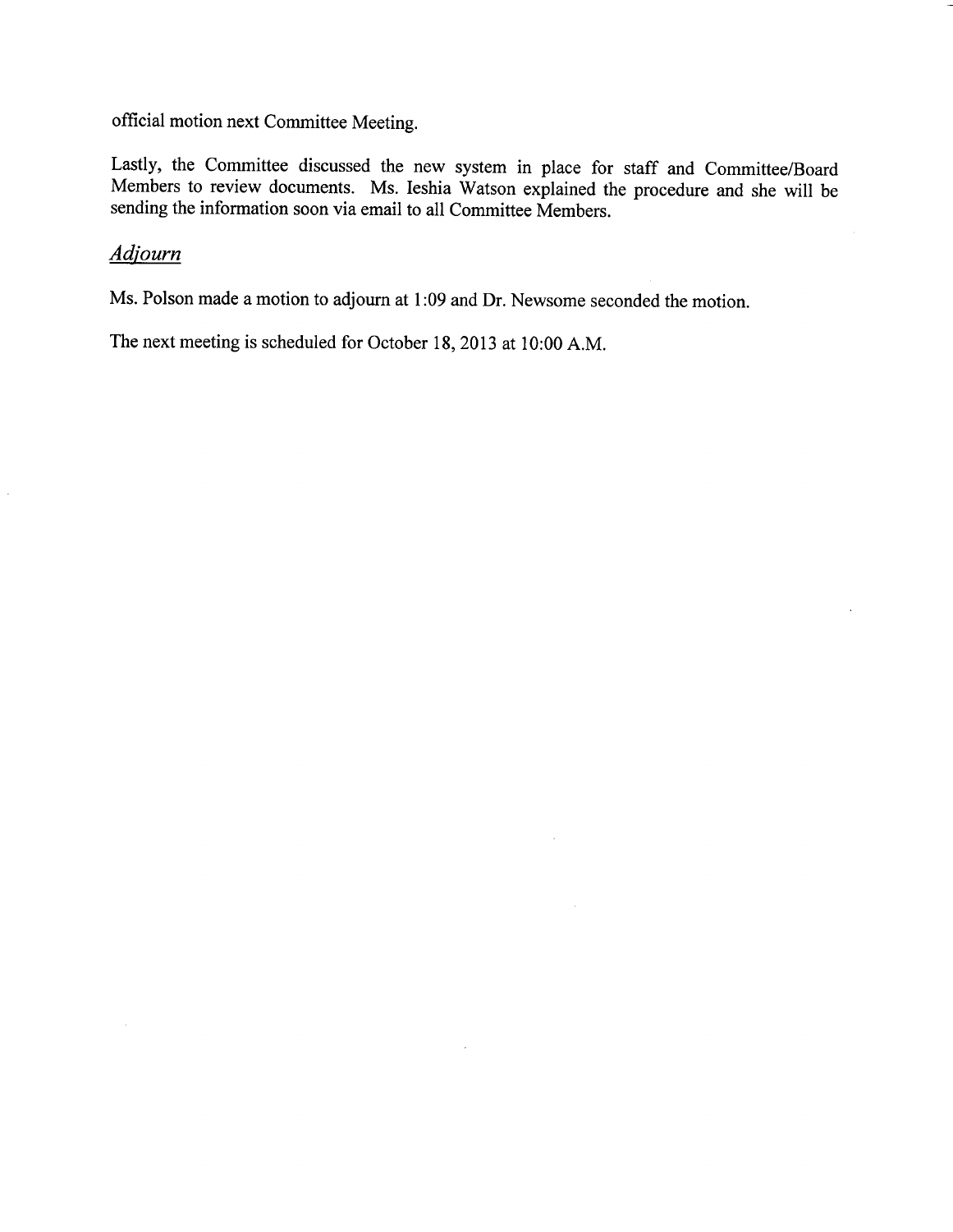official motion next Committee Meeting.

Lastly, the Committee discussed the new system in place for staff and Committee/Board Members to review documents. Ms. Ieshia Watson explained the procedure and she will be sending the information soon via email to all Committee Members.

## *Adjourn*

Ms. Polson made a motion to adjourn at 1:09 and Dr. Newsome seconded the motion.

The next meeting is scheduled for October 18, 2013 at 10:00 A.M.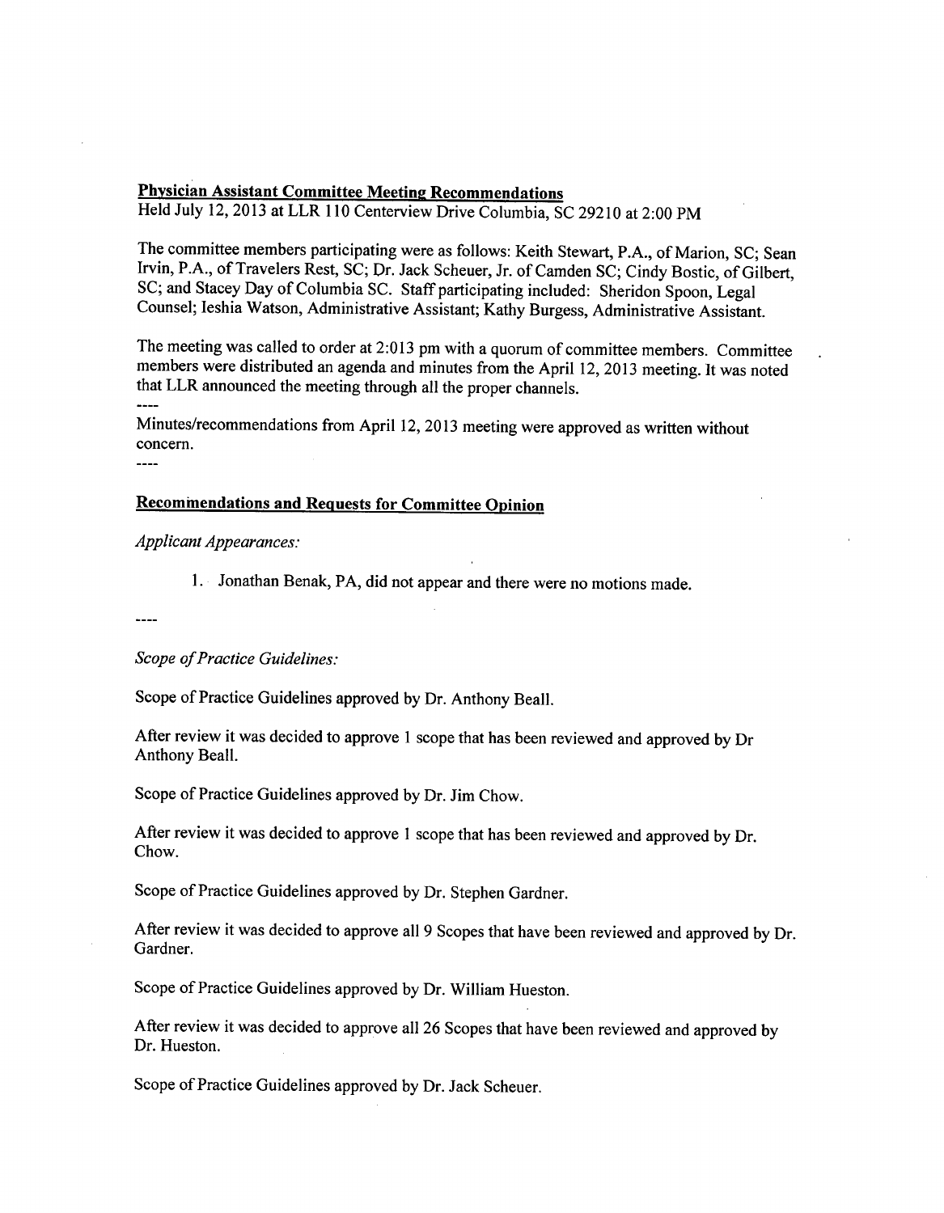**Physician Assistant Committee Meeting Recommendations**

Held July 12, 2013 at LLR 110 Centerview Drive Columbia, SC 29210 at 2:00 PM

The committee members participating were as follows: Keith Stewart, P.A., of Marion, SC; Sean Irvin, P.A., of Travelers Rest, SC; Dr. Jack Scheuer, Jr. of Camden SC; Cindy Bostic, of Gilbert, SC; and Stacey Day of Columbia SC. Staff participating included: Sheridon Spoon, Legal Counsel; Ieshia Watson, Administrative Assistant; Kathy Burgess, Administrative Assistant.

The meeting was called to order at 2:013 pm with a quorum of committee members. Committee members were distributed an agenda and minutes from the April 12, 2013 meeting. It was noted that LLR announced the meeting through all the proper channels.

----

Minutes/recommendations from April 12, 2013 meeting were approved as written without concern.

----

**Recommendations and Requests for Committee Opinion**

*Applicant Appearances:*

1. Jonathan Benak, PA, did not appear and there were no motions made.

----

*Scope of Practice Guidelines:*

Scope of Practice Guidelines approved by Dr. Anthony Beall.

After review it was decided to approve 1 scope that has been reviewed and approved by Dr Anthony Beall.

Scope of Practice Guidelines approved by Dr. Jim Chow.

After review it was decided to approve 1 scope that has been reviewed and approved by Dr. Chow.

Scope of Practice Guidelines approved by Dr. Stephen Gardner.

After review it was decided to approve all 9 Scopes that have been reviewed and approved by Dr. Gardner.

Scope of Practice Guidelines approved by Dr. William Hueston.

After review it was decided to approve all 26 Scopes that have been reviewed and approved by Dr. Hueston.

Scope of Practice Guidelines approved by Dr. Jack Scheuer.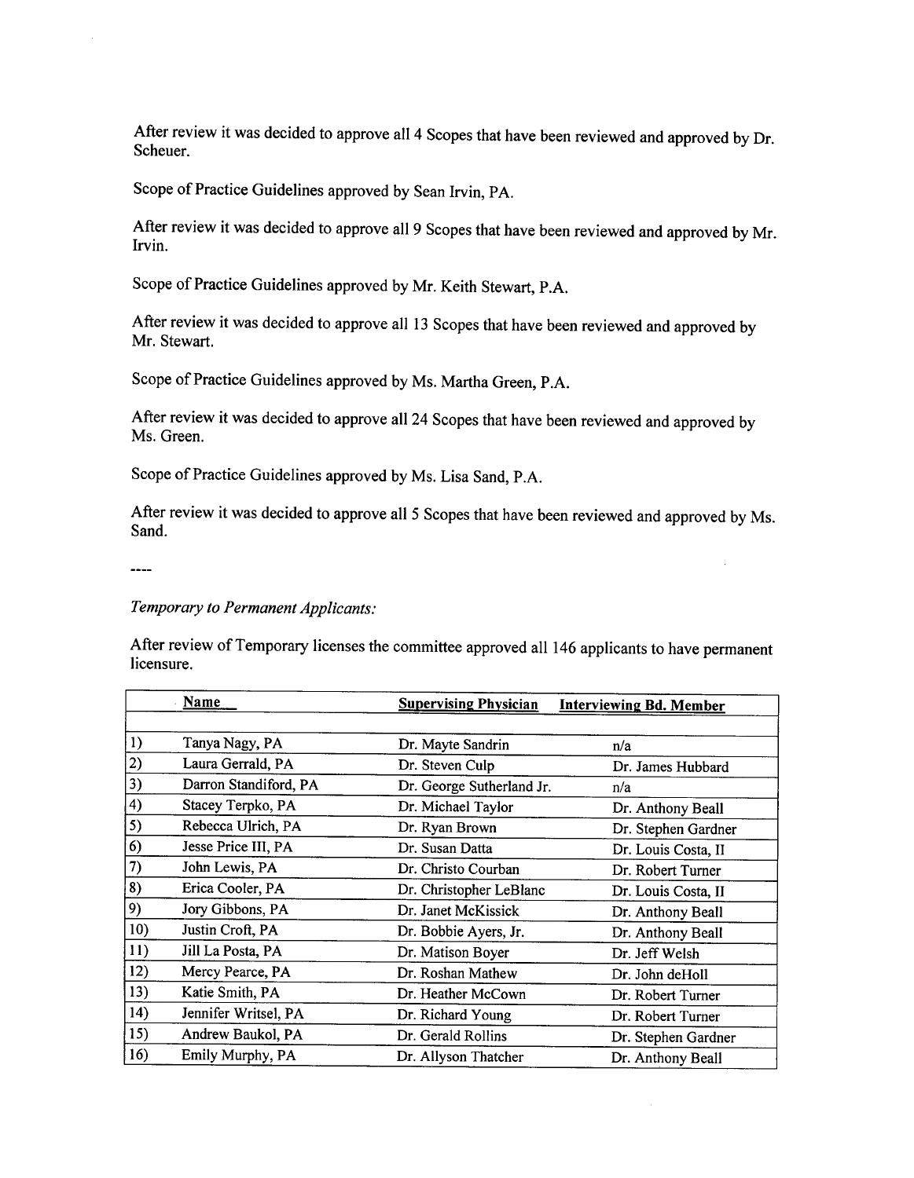After review it was decided to approve all 4 Scopes that have been reviewed and approved by Dr. Scheuer.

Scope of Practice Guidelines approved by Sean Irvin, PA.

After review it was decided to approve all 9 Scopes that have been reviewed and approved by Mr. Irvin.

Scope of Practice Guidelines approved by Mr. Keith Stewart, P.A.

After review it was decided to approve all 13 Scopes that have been reviewed and approved by Mr. Stewart.

Scope of Practice Guidelines approved by Ms. Martha Green, P.A.

After review it was decided to approve all 24 Scopes that have been reviewed and approved by Ms. Green.

Scope of Practice Guidelines approved by Ms. Lisa Sand, P.A.

After review it was decided to approve all 5 Scopes that have been reviewed and approved by Ms. Sand.

----

*Temporary to Permanent Applicants:*

After review of Temporary licenses the committee approved all 146 applicants to have permanent licensure.

| | Name | Supervising Physician | Interviewing Bd. Member |
|---|---|---|---|
| 1) | Tanya Nagy, PA | Dr. Mayte Sandrin | n/a |
| 2) | Laura Gerrald, PA | Dr. Steven Culp | Dr. James Hubbard |
| 3) | Darron Standiford, PA | Dr. George Sutherland Jr. | n/a |
| 4) | Stacey Terpko, PA | Dr. Michael Taylor | Dr. Anthony Beall |
| 5) | Rebecca Ulrich, PA | Dr. Ryan Brown | Dr. Stephen Gardner |
| 6) | Jesse Price III, PA | Dr. Susan Datta | Dr. Louis Costa, II |
| 7) | John Lewis, PA | Dr. Christo Courban | Dr. Robert Turner |
| 8) | Erica Cooler, PA | Dr. Christopher LeBlanc | Dr. Louis Costa, II |
| 9) | Jory Gibbons, PA | Dr. Janet McKissick | Dr. Anthony Beall |
| 10) | Justin Croft, PA | Dr. Bobbie Ayers, Jr. | Dr. Anthony Beall |
| 11) | Jill La Posta, PA | Dr. Matison Boyer | Dr. Jeff Welsh |
| 12) | Mercy Pearce, PA | Dr. Roshan Mathew | Dr. John deHoll |
| 13) | Katie Smith, PA | Dr. Heather McCown | Dr. Robert Turner |
| 14) | Jennifer Writsel, PA | Dr. Richard Young | Dr. Robert Turner |
| 15) | Andrew Baukol, PA | Dr. Gerald Rollins | Dr. Stephen Gardner |
| 16) | Emily Murphy, PA | Dr. Allyson Thatcher | Dr. Anthony Beall |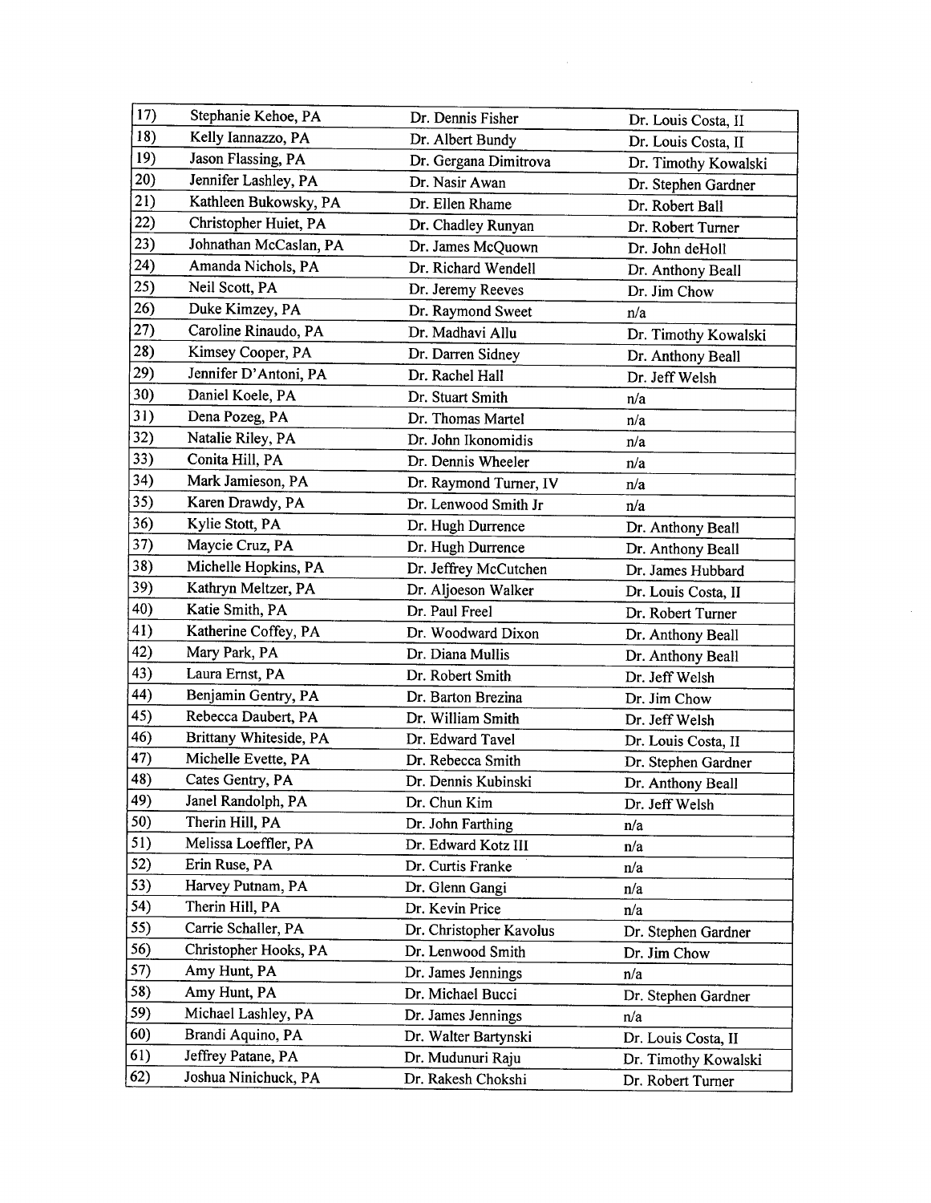| | | | |
|---|---|---|---|
| 17) | Stephanie Kehoe, PA | Dr. Dennis Fisher | Dr. Louis Costa, II |
| 18) | Kelly Iannazzo, PA | Dr. Albert Bundy | Dr. Louis Costa, II |
| 19) | Jason Flassing, PA | Dr. Gergana Dimitrova | Dr. Timothy Kowalski |
| 20) | Jennifer Lashley, PA | Dr. Nasir Awan | Dr. Stephen Gardner |
| 21) | Kathleen Bukowsky, PA | Dr. Ellen Rhame | Dr. Robert Ball |
| 22) | Christopher Huiet, PA | Dr. Chadley Runyan | Dr. Robert Turner |
| 23) | Johnathan McCaslan, PA | Dr. James McQuown | Dr. John deHoll |
| 24) | Amanda Nichols, PA | Dr. Richard Wendell | Dr. Anthony Beall |
| 25) | Neil Scott, PA | Dr. Jeremy Reeves | Dr. Jim Chow |
| 26) | Duke Kimzey, PA | Dr. Raymond Sweet | n/a |
| 27) | Caroline Rinaudo, PA | Dr. Madhavi Allu | Dr. Timothy Kowalski |
| 28) | Kimsey Cooper, PA | Dr. Darren Sidney | Dr. Anthony Beall |
| 29) | Jennifer D'Antoni, PA | Dr. Rachel Hall | Dr. Jeff Welsh |
| 30) | Daniel Koele, PA | Dr. Stuart Smith | n/a |
| 31) | Dena Pozeg, PA | Dr. Thomas Martel | n/a |
| 32) | Natalie Riley, PA | Dr. John Ikonomidis | n/a |
| 33) | Conita Hill, PA | Dr. Dennis Wheeler | n/a |
| 34) | Mark Jamieson, PA | Dr. Raymond Turner, IV | n/a |
| 35) | Karen Drawdy, PA | Dr. Lenwood Smith Jr | n/a |
| 36) | Kylie Stott, PA | Dr. Hugh Durrence | Dr. Anthony Beall |
| 37) | Maycie Cruz, PA | Dr. Hugh Durrence | Dr. Anthony Beall |
| 38) | Michelle Hopkins, PA | Dr. Jeffrey McCutchen | Dr. James Hubbard |
| 39) | Kathryn Meltzer, PA | Dr. Aljoeson Walker | Dr. Louis Costa, II |
| 40) | Katie Smith, PA | Dr. Paul Freel | Dr. Robert Turner |
| 41) | Katherine Coffey, PA | Dr. Woodward Dixon | Dr. Anthony Beall |
| 42) | Mary Park, PA | Dr. Diana Mullis | Dr. Anthony Beall |
| 43) | Laura Ernst, PA | Dr. Robert Smith | Dr. Jeff Welsh |
| 44) | Benjamin Gentry, PA | Dr. Barton Brezina | Dr. Jim Chow |
| 45) | Rebecca Daubert, PA | Dr. William Smith | Dr. Jeff Welsh |
| 46) | Brittany Whiteside, PA | Dr. Edward Tavel | Dr. Louis Costa, II |
| 47) | Michelle Evette, PA | Dr. Rebecca Smith | Dr. Stephen Gardner |
| 48) | Cates Gentry, PA | Dr. Dennis Kubinski | Dr. Anthony Beall |
| 49) | Janel Randolph, PA | Dr. Chun Kim | Dr. Jeff Welsh |
| 50) | Therin Hill, PA | Dr. John Farthing | n/a |
| 51) | Melissa Loeffler, PA | Dr. Edward Kotz III | n/a |
| 52) | Erin Ruse, PA | Dr. Curtis Franke | n/a |
| 53) | Harvey Putnam, PA | Dr. Glenn Gangi | n/a |
| 54) | Therin Hill, PA | Dr. Kevin Price | n/a |
| 55) | Carrie Schaller, PA | Dr. Christopher Kavolus | Dr. Stephen Gardner |
| 56) | Christopher Hooks, PA | Dr. Lenwood Smith | Dr. Jim Chow |
| 57) | Amy Hunt, PA | Dr. James Jennings | n/a |
| 58) | Amy Hunt, PA | Dr. Michael Bucci | Dr. Stephen Gardner |
| 59) | Michael Lashley, PA | Dr. James Jennings | n/a |
| 60) | Brandi Aquino, PA | Dr. Walter Bartynski | Dr. Louis Costa, II |
| 61) | Jeffrey Patane, PA | Dr. Mudunuri Raju | Dr. Timothy Kowalski |
| 62) | Joshua Ninichuck, PA | Dr. Rakesh Chokshi | Dr. Robert Turner |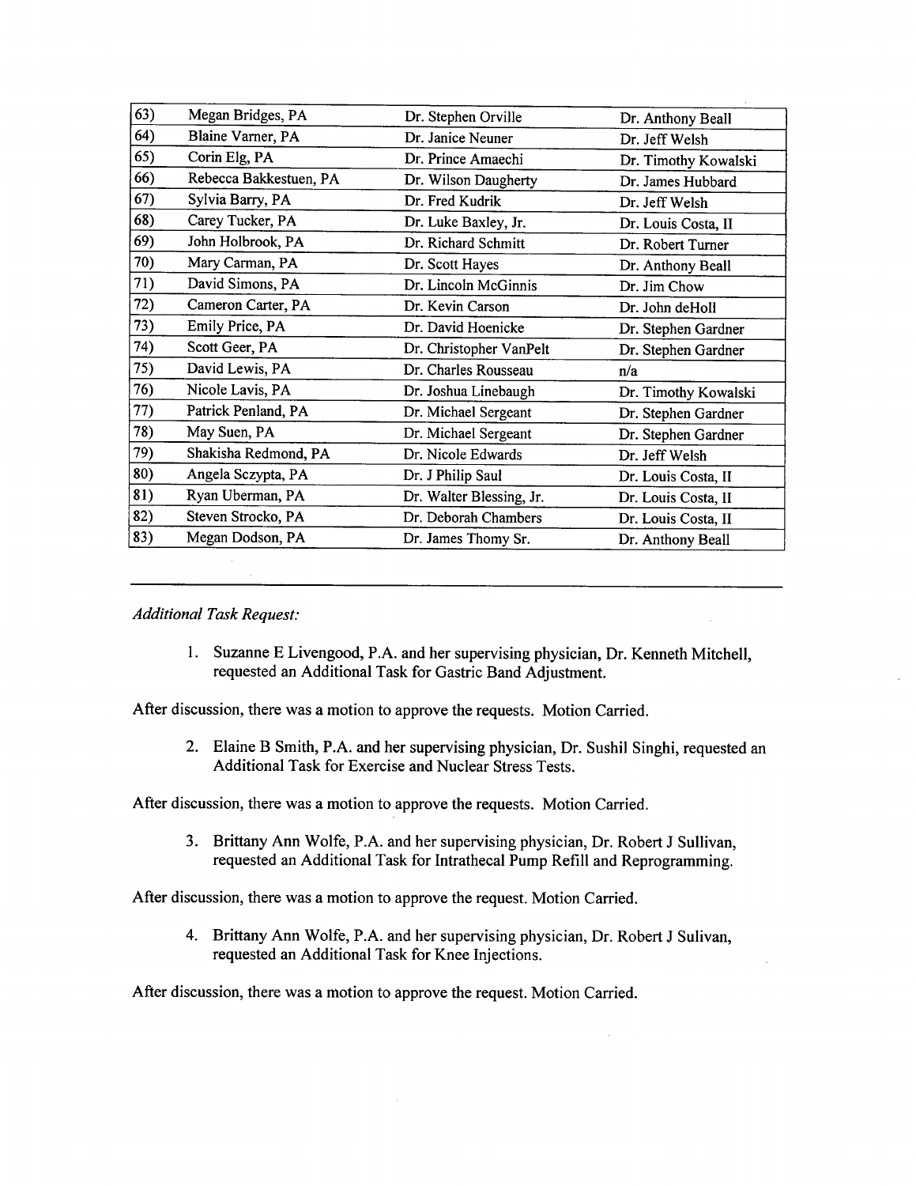| | | | |
|---|---|---|---|
| 63) | Megan Bridges, PA | Dr. Stephen Orville | Dr. Anthony Beall |
| 64) | Blaine Varner, PA | Dr. Janice Neuner | Dr. Jeff Welsh |
| 65) | Corin Elg, PA | Dr. Prince Amaechi | Dr. Timothy Kowalski |
| 66) | Rebecca Bakkestuen, PA | Dr. Wilson Daugherty | Dr. James Hubbard |
| 67) | Sylvia Barry, PA | Dr. Fred Kudrik | Dr. Jeff Welsh |
| 68) | Carey Tucker, PA | Dr. Luke Baxley, Jr. | Dr. Louis Costa, II |
| 69) | John Holbrook, PA | Dr. Richard Schmitt | Dr. Robert Turner |
| 70) | Mary Carman, PA | Dr. Scott Hayes | Dr. Anthony Beall |
| 71) | David Simons, PA | Dr. Lincoln McGinnis | Dr. Jim Chow |
| 72) | Cameron Carter, PA | Dr. Kevin Carson | Dr. John deHoll |
| 73) | Emily Price, PA | Dr. David Hoenicke | Dr. Stephen Gardner |
| 74) | Scott Geer, PA | Dr. Christopher VanPelt | Dr. Stephen Gardner |
| 75) | David Lewis, PA | Dr. Charles Rousseau | n/a |
| 76) | Nicole Lavis, PA | Dr. Joshua Linebaugh | Dr. Timothy Kowalski |
| 77) | Patrick Penland, PA | Dr. Michael Sergeant | Dr. Stephen Gardner |
| 78) | May Suen, PA | Dr. Michael Sergeant | Dr. Stephen Gardner |
| 79) | Shakisha Redmond, PA | Dr. Nicole Edwards | Dr. Jeff Welsh |
| 80) | Angela Sczypta, PA | Dr. J Philip Saul | Dr. Louis Costa, II |
| 81) | Ryan Uberman, PA | Dr. Walter Blessing, Jr. | Dr. Louis Costa, II |
| 82) | Steven Strocko, PA | Dr. Deborah Chambers | Dr. Louis Costa, II |
| 83) | Megan Dodson, PA | Dr. James Thomy Sr. | Dr. Anthony Beall |

---

*Additional Task Request:*

1. Suzanne E Livengood, P.A. and her supervising physician, Dr. Kenneth Mitchell, requested an Additional Task for Gastric Band Adjustment.

After discussion, there was a motion to approve the requests. Motion Carried.

2. Elaine B Smith, P.A. and her supervising physician, Dr. Sushil Singhi, requested an Additional Task for Exercise and Nuclear Stress Tests.

After discussion, there was a motion to approve the requests. Motion Carried.

3. Brittany Ann Wolfe, P.A. and her supervising physician, Dr. Robert J Sullivan, requested an Additional Task for Intrathecal Pump Refill and Reprogramming.

After discussion, there was a motion to approve the request. Motion Carried.

4. Brittany Ann Wolfe, P.A. and her supervising physician, Dr. Robert J Sulivan, requested an Additional Task for Knee Injections.

After discussion, there was a motion to approve the request. Motion Carried.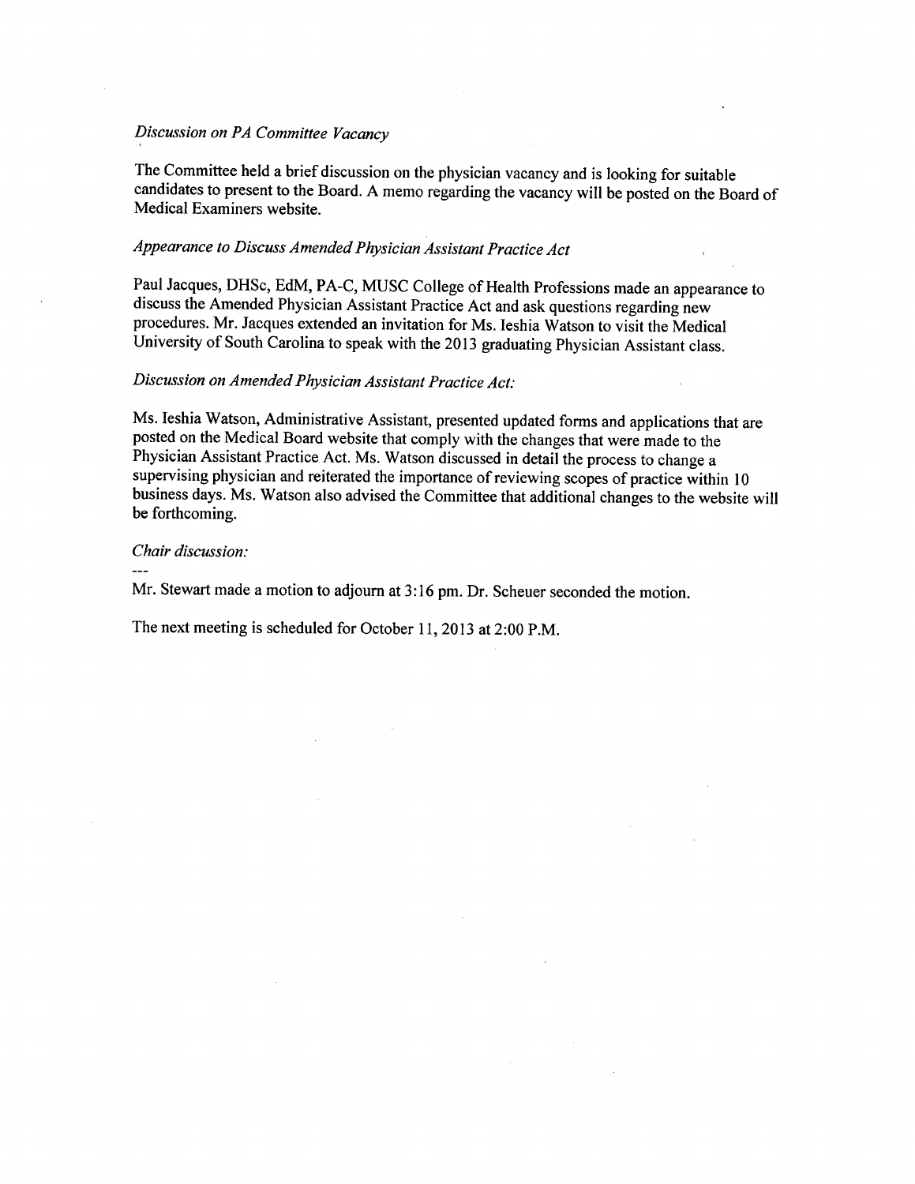*Discussion on PA Committee Vacancy*

The Committee held a brief discussion on the physician vacancy and is looking for suitable candidates to present to the Board. A memo regarding the vacancy will be posted on the Board of Medical Examiners website.

*Appearance to Discuss Amended Physician Assistant Practice Act*

Paul Jacques, DHSc, EdM, PA-C, MUSC College of Health Professions made an appearance to discuss the Amended Physician Assistant Practice Act and ask questions regarding new procedures. Mr. Jacques extended an invitation for Ms. Ieshia Watson to visit the Medical University of South Carolina to speak with the 2013 graduating Physician Assistant class.

*Discussion on Amended Physician Assistant Practice Act:*

Ms. Ieshia Watson, Administrative Assistant, presented updated forms and applications that are posted on the Medical Board website that comply with the changes that were made to the Physician Assistant Practice Act. Ms. Watson discussed in detail the process to change a supervising physician and reiterated the importance of reviewing scopes of practice within 10 business days. Ms. Watson also advised the Committee that additional changes to the website will be forthcoming.

*Chair discussion:*

---

Mr. Stewart made a motion to adjourn at 3:16 pm. Dr. Scheuer seconded the motion.

The next meeting is scheduled for October 11, 2013 at 2:00 P.M.